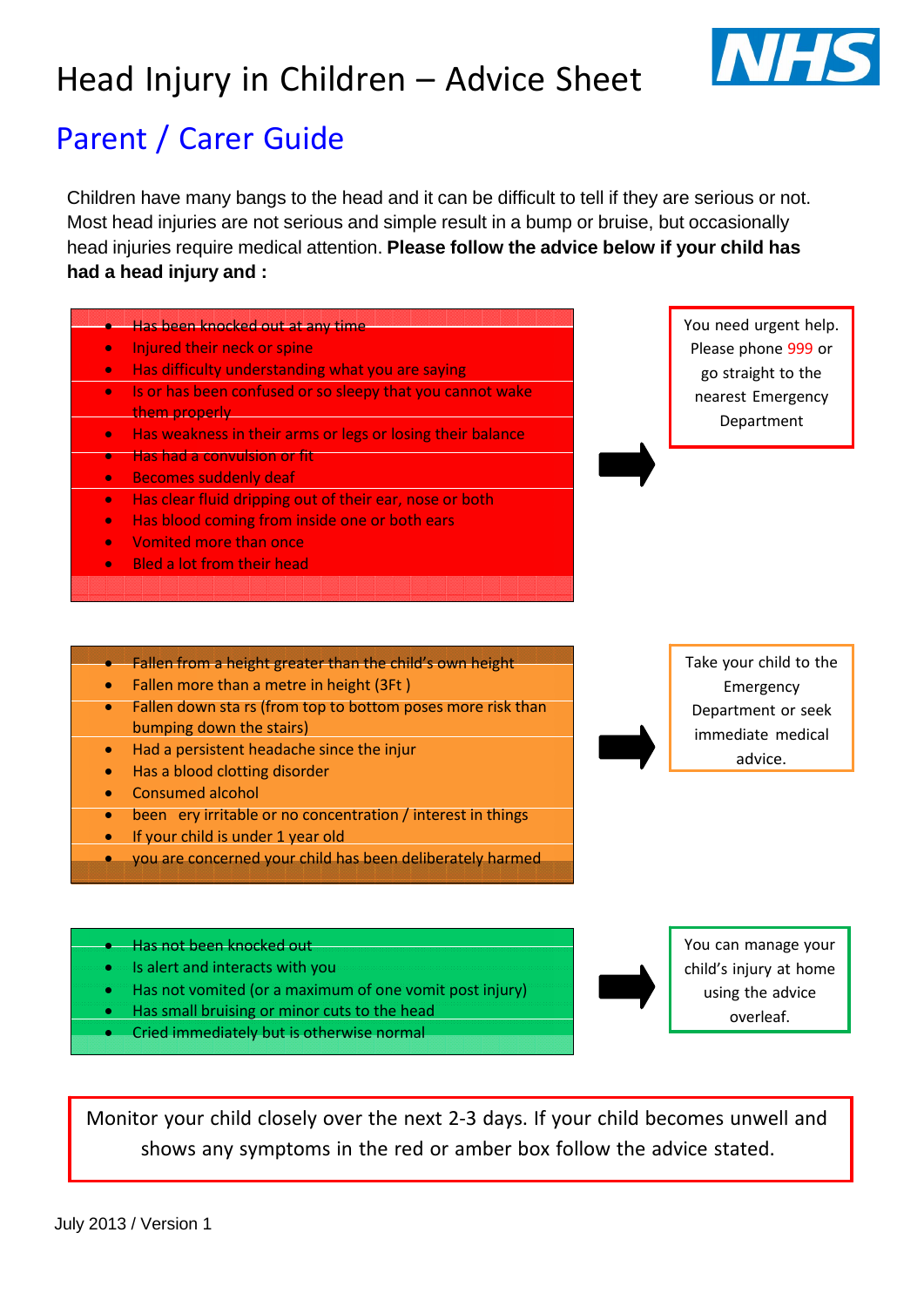# Head Injury in Children – Advice Sheet

## Parent / Carer Guide

Children have many bangs to the head and it can be difficult to tell if they are serious or not. Most head injuries are not serious and simple result in a bump or bruise, but occasionally head injuries require medical attention. **Please follow the advice below if your child has had a head injury and :**

- Has been knocked out at any time
- Injured their neck or spine
- Has difficulty understanding what you are saying
- Is or has been confused or so sleepy that you cannot wake them properly
- Has weakness in their arms or legs or losing their balance
- Has had a convulsion or fit
- Becomes suddenly deaf
- Has clear fluid dripping out of their ear, nose or both
- Has blood coming from inside one or both ears
- Vomited more than once
- Bled a lot from their head

→ You need urgent help. Please phone 999 or go straight to the nearest Emergency Department

- Fallen from a height greater than the child's own height
- Fallen more than a metre in height (3Ft )
- Fallen down sta rs (from top to bottom poses more risk than bumping down the stairs)
- Had a persistent headache since the injur
- Has a blood clotting disorder
- Consumed alcohol
- been  ery irritable or no concentration / interest in things
- If your child is under 1 year old
- you are concerned your child has been deliberately harmed

→ Take your child to the Emergency Department or seek immediate medical advice.

- Has not been knocked out
- Is alert and interacts with you
- Has not vomited (or a maximum of one vomit post injury)
- Has small bruising or minor cuts to the head
- Cried immediately but is otherwise normal

→ You can manage your child's injury at home using the advice overleaf.

Monitor your child closely over the next 2-3 days. If your child becomes unwell and shows any symptoms in the red or amber box follow the advice stated.

July 2013 / Version 1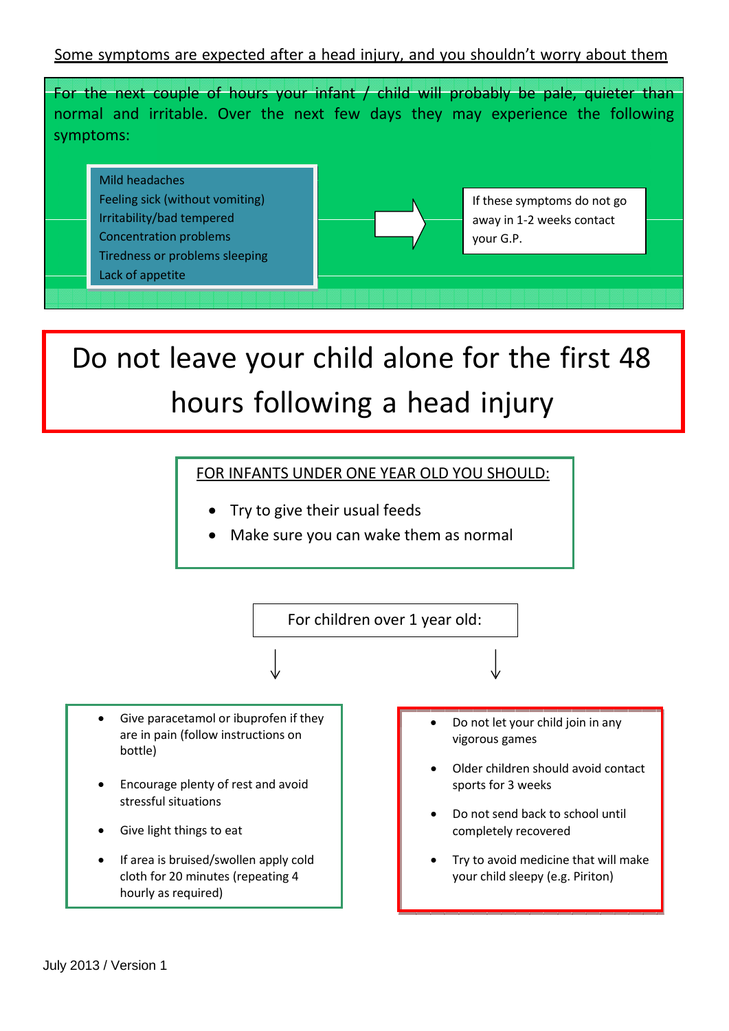Some symptoms are expected after a head injury, and you shouldn't worry about them

For the next couple of hours your infant / child will probably be pale, quieter than normal and irritable. Over the next few days they may experience the following symptoms:

- Mild headaches
- Feeling sick (without vomiting)
- Irritability/bad tempered
- Concentration problems
- Tiredness or problems sleeping
- Lack of appetite

If these symptoms do not go away in 1-2 weeks contact your G.P.

## Do not leave your child alone for the first 48 hours following a head injury

FOR INFANTS UNDER ONE YEAR OLD YOU SHOULD:

- Try to give their usual feeds
- Make sure you can wake them as normal

For children over 1 year old:

- Give paracetamol or ibuprofen if they are in pain (follow instructions on bottle)
- Encourage plenty of rest and avoid stressful situations
- Give light things to eat
- If area is bruised/swollen apply cold cloth for 20 minutes (repeating 4 hourly as required)

- Do not let your child join in any vigorous games
- Older children should avoid contact sports for 3 weeks
- Do not send back to school until completely recovered
- Try to avoid medicine that will make your child sleepy (e.g. Piriton)

July 2013 / Version 1